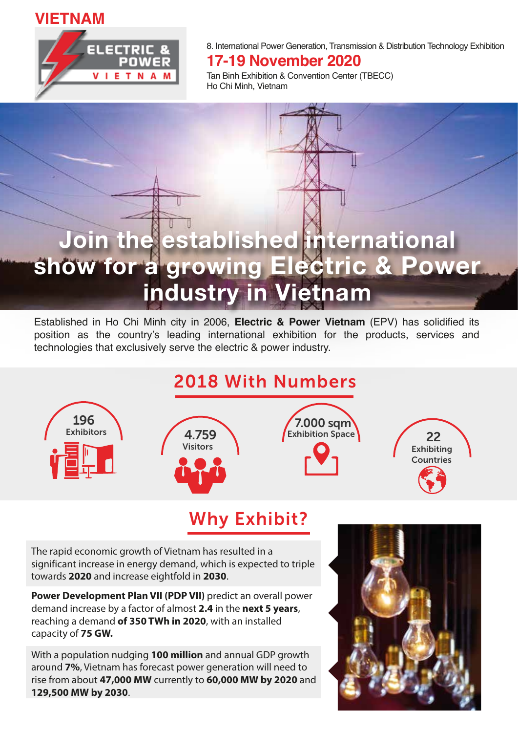VIETNAM

ELECTRIC & POWER VIETNAM

8. International Power Generation, Transmission & Distribution Technology Exhibition

**17-19 November 2020**

Tan Binh Exhibition & Convention Center (TBECC)
Ho Chi Minh, Vietnam

# Join the established international show for a growing Electric & Power industry in Vietnam

Established in Ho Chi Minh city in 2006, **Electric & Power Vietnam** (EPV) has solidified its position as the country's leading international exhibition for the products, services and technologies that exclusively serve the electric & power industry.

## 2018 With Numbers

- **196** Exhibitors
- **4.759** Visitors
- **7.000 sqm** Exhibition Space
- **22** Exhibiting Countries

## Why Exhibit?

The rapid economic growth of Vietnam has resulted in a significant increase in energy demand, which is expected to triple towards **2020** and increase eightfold in **2030**.

**Power Development Plan VII (PDP VII)** predict an overall power demand increase by a factor of almost **2.4** in the **next 5 years**, reaching a demand **of 350 TWh in 2020**, with an installed capacity of **75 GW.**

With a population nudging **100 million** and annual GDP growth around **7%**, Vietnam has forecast power generation will need to rise from about **47,000 MW** currently to **60,000 MW by 2020** and **129,500 MW by 2030**.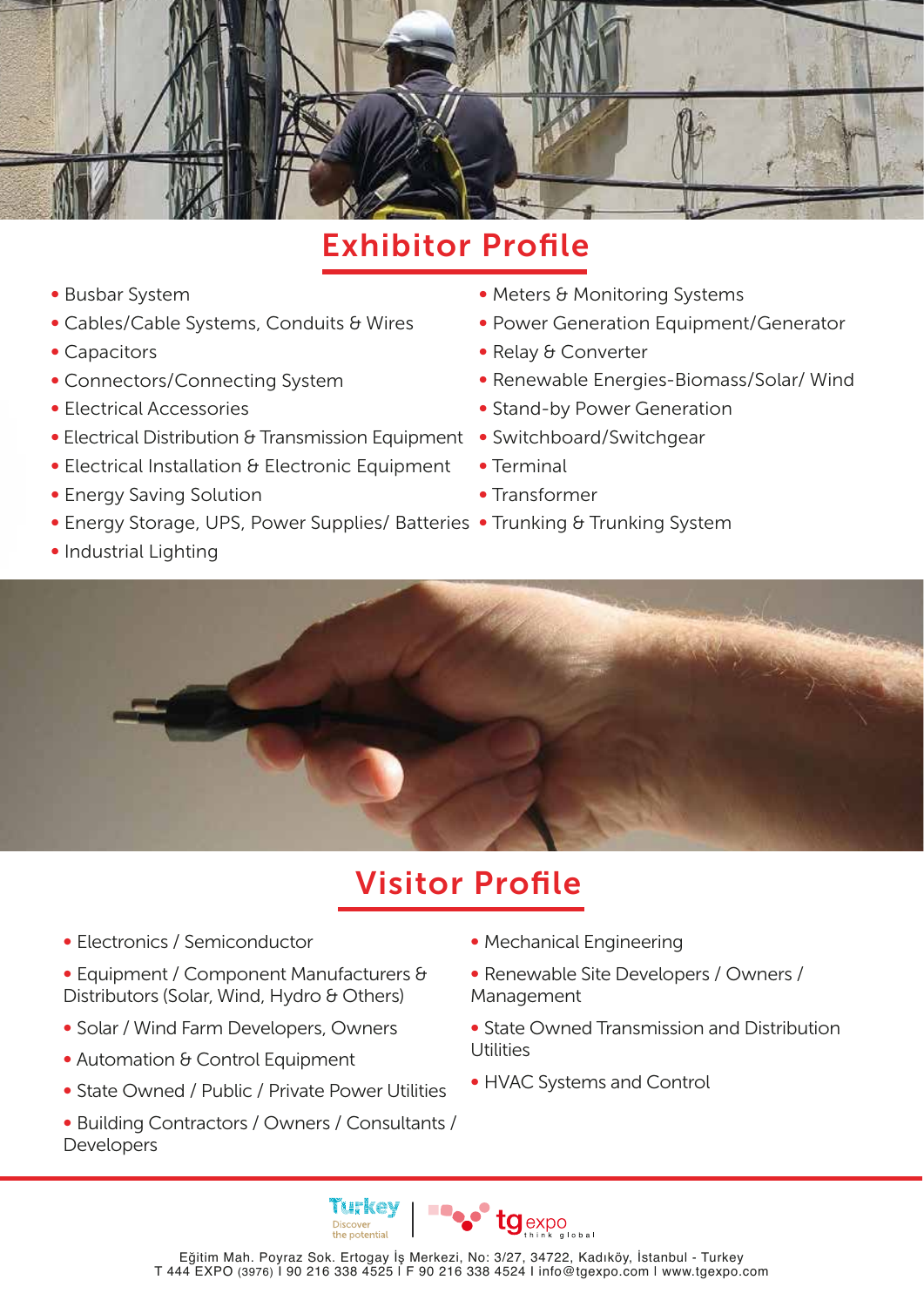# Exhibitor Profile

- Busbar System
- Cables/Cable Systems, Conduits & Wires
- Capacitors
- Connectors/Connecting System
- Electrical Accessories
- Electrical Distribution & Transmission Equipment
- Electrical Installation & Electronic Equipment
- Energy Saving Solution
- Energy Storage, UPS, Power Supplies/ Batteries
- Industrial Lighting
- Meters & Monitoring Systems
- Power Generation Equipment/Generator
- Relay & Converter
- Renewable Energies-Biomass/Solar/ Wind
- Stand-by Power Generation
- Switchboard/Switchgear
- Terminal
- Transformer
- Trunking & Trunking System

# Visitor Profile

- Electronics / Semiconductor
- Equipment / Component Manufacturers & Distributors (Solar, Wind, Hydro & Others)
- Solar / Wind Farm Developers, Owners
- Automation & Control Equipment
- State Owned / Public / Private Power Utilities
- Building Contractors / Owners / Consultants / Developers
- Mechanical Engineering
- Renewable Site Developers / Owners / Management
- State Owned Transmission and Distribution Utilities
- HVAC Systems and Control

Turkey Discover the potential | tg expo think global

Eğitim Mah. Poyraz Sok. Ertogay İş Merkezi, No: 3/27, 34722, Kadıköy, İstanbul - Turkey
T 444 EXPO (3976) I 90 216 338 4525 I F 90 216 338 4524 I info@tgexpo.com I www.tgexpo.com